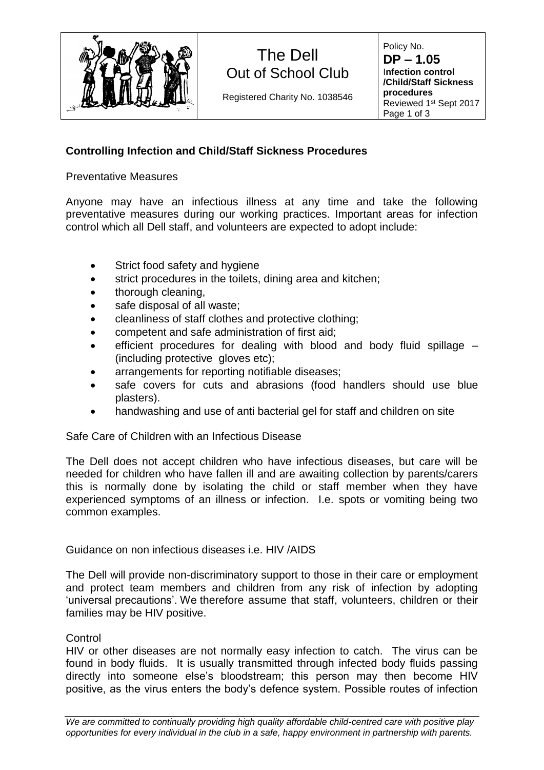| | | |
|---|---|---|
| | The Dell<br>Out of School Club<br><br>Registered Charity No. 1038546 | Policy No.<br>**DP – 1.05**<br>I**nfection control /Child/Staff Sickness procedures**<br>Reviewed 1st Sept 2017 |

## Controlling Infection and Child/Staff Sickness Procedures

Preventative Measures

Anyone may have an infectious illness at any time and take the following preventative measures during our working practices. Important areas for infection control which all Dell staff, and volunteers are expected to adopt include:

- Strict food safety and hygiene
- strict procedures in the toilets, dining area and kitchen;
- thorough cleaning,
- safe disposal of all waste;
- cleanliness of staff clothes and protective clothing;
- competent and safe administration of first aid;
- efficient procedures for dealing with blood and body fluid spillage – (including protective gloves etc);
- arrangements for reporting notifiable diseases;
- safe covers for cuts and abrasions (food handlers should use blue plasters).
- handwashing and use of anti bacterial gel for staff and children on site

Safe Care of Children with an Infectious Disease

The Dell does not accept children who have infectious diseases, but care will be needed for children who have fallen ill and are awaiting collection by parents/carers this is normally done by isolating the child or staff member when they have experienced symptoms of an illness or infection. I.e. spots or vomiting being two common examples.

Guidance on non infectious diseases i.e. HIV /AIDS

The Dell will provide non-discriminatory support to those in their care or employment and protect team members and children from any risk of infection by adopting 'universal precautions'. We therefore assume that staff, volunteers, children or their families may be HIV positive.

Control

HIV or other diseases are not normally easy infection to catch. The virus can be found in body fluids. It is usually transmitted through infected body fluids passing directly into someone else's bloodstream; this person may then become HIV positive, as the virus enters the body's defence system. Possible routes of infection

*We are committed to continually providing high quality affordable child-centred care with positive play opportunities for every individual in the club in a safe, happy environment in partnership with parents.*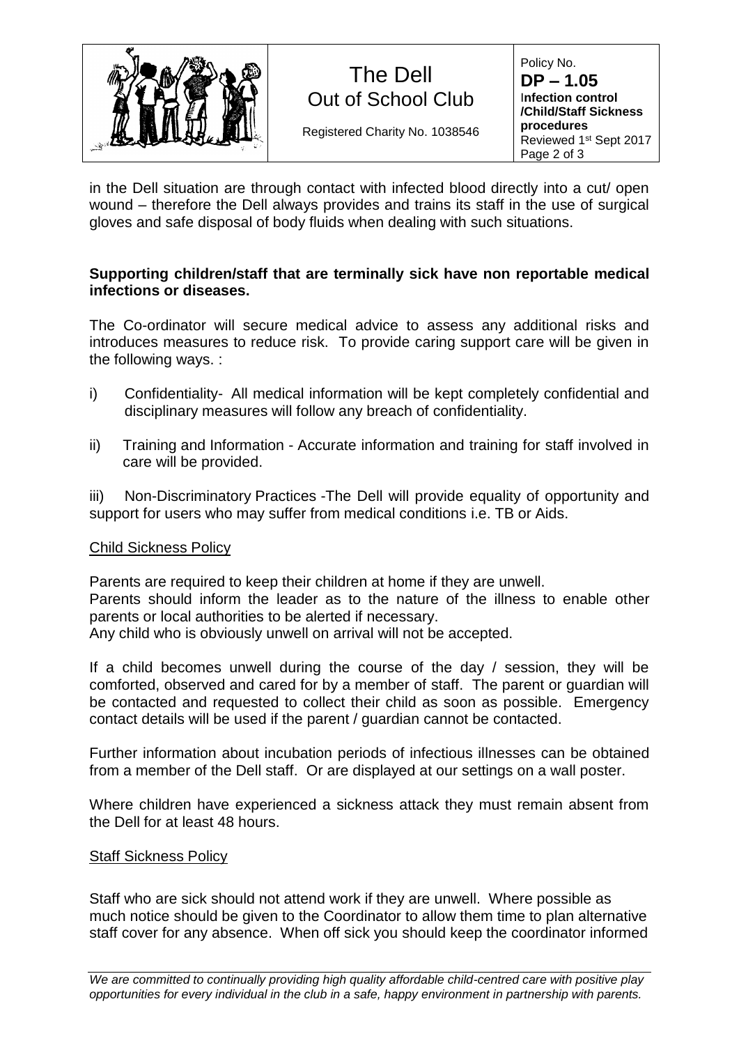in the Dell situation are through contact with infected blood directly into a cut/ open wound – therefore the Dell always provides and trains its staff in the use of surgical gloves and safe disposal of body fluids when dealing with such situations.

**Supporting children/staff that are terminally sick have non reportable medical infections or diseases.**

The Co-ordinator will secure medical advice to assess any additional risks and introduces measures to reduce risk. To provide caring support care will be given in the following ways. :

i) Confidentiality- All medical information will be kept completely confidential and disciplinary measures will follow any breach of confidentiality.

ii) Training and Information - Accurate information and training for staff involved in care will be provided.

iii) Non-Discriminatory Practices -The Dell will provide equality of opportunity and support for users who may suffer from medical conditions i.e. TB or Aids.

<u>Child Sickness Policy</u>

Parents are required to keep their children at home if they are unwell.
Parents should inform the leader as to the nature of the illness to enable other parents or local authorities to be alerted if necessary.
Any child who is obviously unwell on arrival will not be accepted.

If a child becomes unwell during the course of the day / session, they will be comforted, observed and cared for by a member of staff. The parent or guardian will be contacted and requested to collect their child as soon as possible. Emergency contact details will be used if the parent / guardian cannot be contacted.

Further information about incubation periods of infectious illnesses can be obtained from a member of the Dell staff. Or are displayed at our settings on a wall poster.

Where children have experienced a sickness attack they must remain absent from the Dell for at least 48 hours.

<u>Staff Sickness Policy</u>

Staff who are sick should not attend work if they are unwell. Where possible as much notice should be given to the Coordinator to allow them time to plan alternative staff cover for any absence. When off sick you should keep the coordinator informed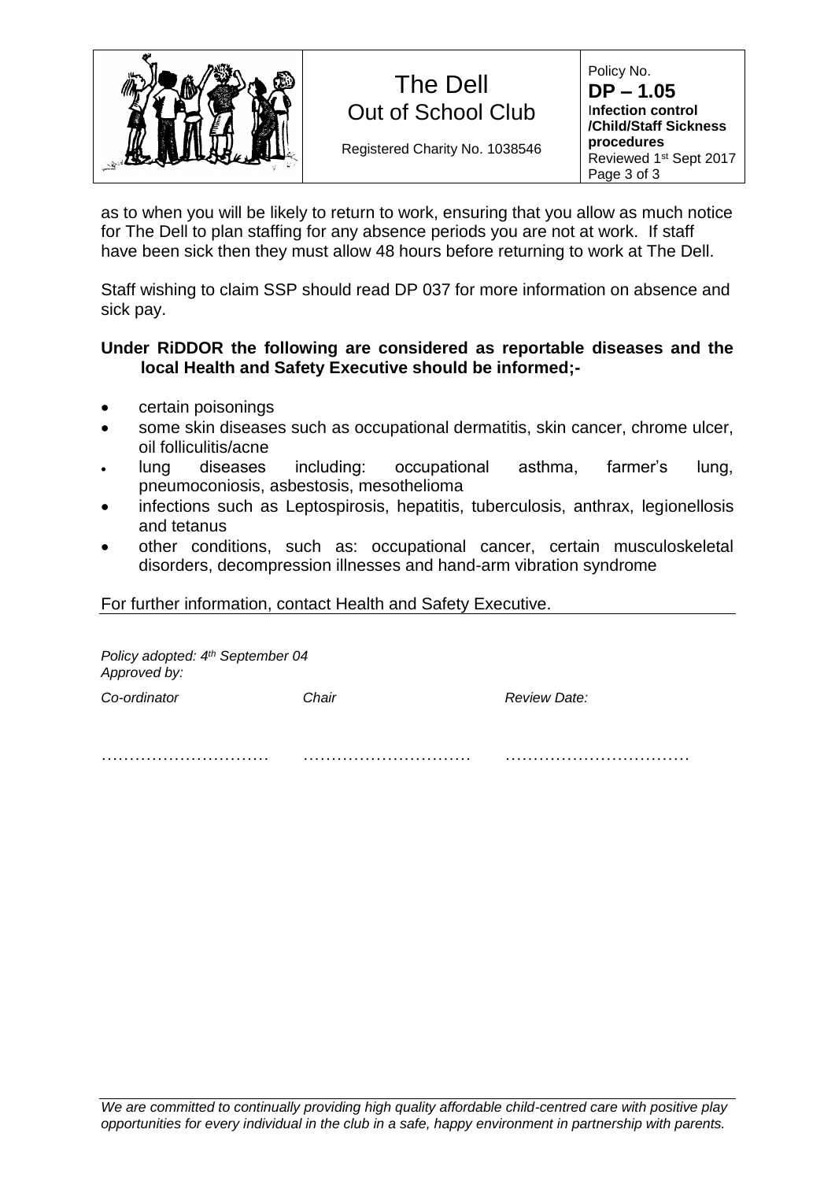as to when you will be likely to return to work, ensuring that you allow as much notice for The Dell to plan staffing for any absence periods you are not at work. If staff have been sick then they must allow 48 hours before returning to work at The Dell.

Staff wishing to claim SSP should read DP 037 for more information on absence and sick pay.

**Under RiDDOR the following are considered as reportable diseases and the local Health and Safety Executive should be informed;-**

- certain poisonings
- some skin diseases such as occupational dermatitis, skin cancer, chrome ulcer, oil folliculitis/acne
- lung diseases including: occupational asthma, farmer's lung, pneumoconiosis, asbestosis, mesothelioma
- infections such as Leptospirosis, hepatitis, tuberculosis, anthrax, legionellosis and tetanus
- other conditions, such as: occupational cancer, certain musculoskeletal disorders, decompression illnesses and hand-arm vibration syndrome

For further information, contact Health and Safety Executive.

*Policy adopted: 4th September 04*
*Approved by:*

| | | |
|---|---|---|
| *Co-ordinator* | *Chair* | *Review Date:* |
| ………………………… | ………………………… | …………………………… |

*We are committed to continually providing high quality affordable child-centred care with positive play opportunities for every individual in the club in a safe, happy environment in partnership with parents.*